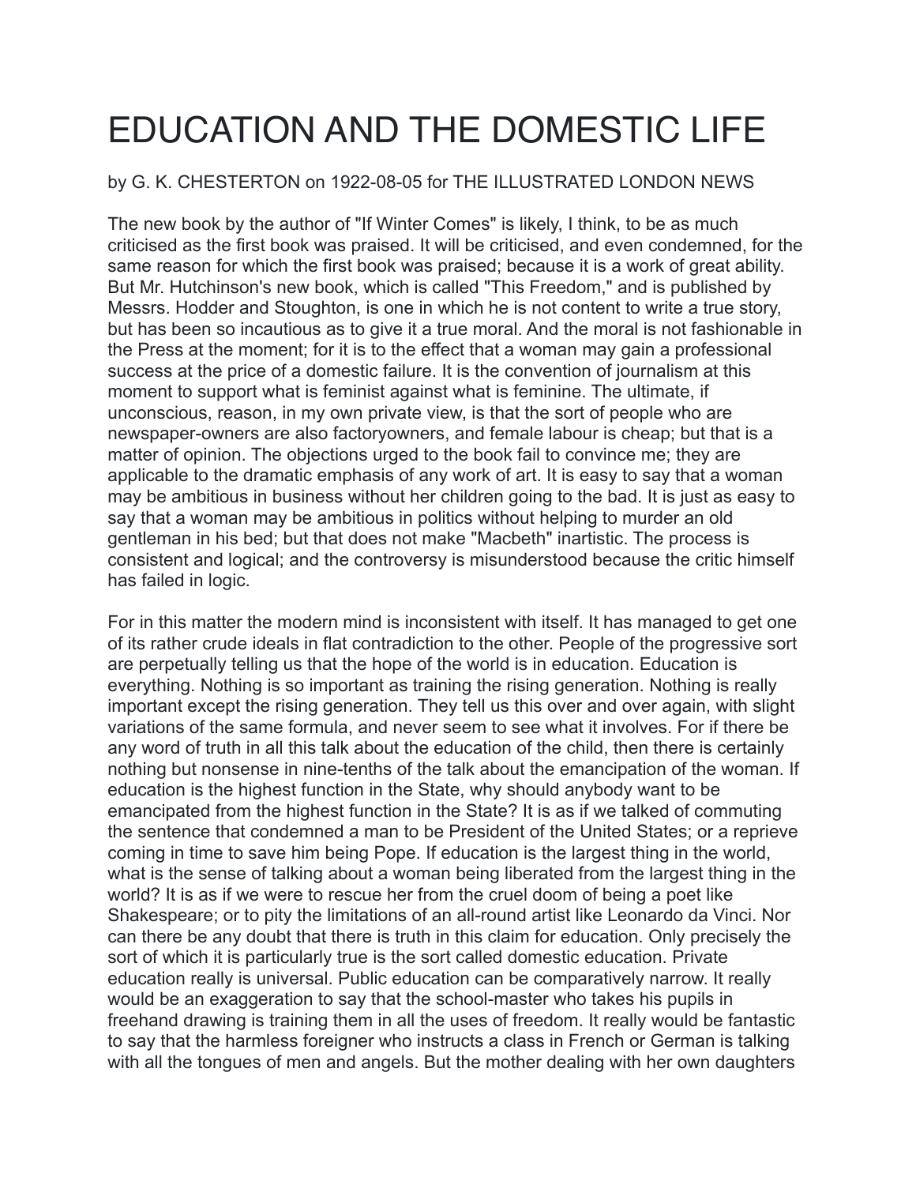# EDUCATION AND THE DOMESTIC LIFE

by G. K. CHESTERTON on 1922-08-05 for THE ILLUSTRATED LONDON NEWS

The new book by the author of "If Winter Comes" is likely, I think, to be as much criticised as the first book was praised. It will be criticised, and even condemned, for the same reason for which the first book was praised; because it is a work of great ability. But Mr. Hutchinson's new book, which is called "This Freedom," and is published by Messrs. Hodder and Stoughton, is one in which he is not content to write a true story, but has been so incautious as to give it a true moral. And the moral is not fashionable in the Press at the moment; for it is to the effect that a woman may gain a professional success at the price of a domestic failure. It is the convention of journalism at this moment to support what is feminist against what is feminine. The ultimate, if unconscious, reason, in my own private view, is that the sort of people who are newspaper-owners are also factoryowners, and female labour is cheap; but that is a matter of opinion. The objections urged to the book fail to convince me; they are applicable to the dramatic emphasis of any work of art. It is easy to say that a woman may be ambitious in business without her children going to the bad. It is just as easy to say that a woman may be ambitious in politics without helping to murder an old gentleman in his bed; but that does not make "Macbeth" inartistic. The process is consistent and logical; and the controversy is misunderstood because the critic himself has failed in logic.

For in this matter the modern mind is inconsistent with itself. It has managed to get one of its rather crude ideals in flat contradiction to the other. People of the progressive sort are perpetually telling us that the hope of the world is in education. Education is everything. Nothing is so important as training the rising generation. Nothing is really important except the rising generation. They tell us this over and over again, with slight variations of the same formula, and never seem to see what it involves. For if there be any word of truth in all this talk about the education of the child, then there is certainly nothing but nonsense in nine-tenths of the talk about the emancipation of the woman. If education is the highest function in the State, why should anybody want to be emancipated from the highest function in the State? It is as if we talked of commuting the sentence that condemned a man to be President of the United States; or a reprieve coming in time to save him being Pope. If education is the largest thing in the world, what is the sense of talking about a woman being liberated from the largest thing in the world? It is as if we were to rescue her from the cruel doom of being a poet like Shakespeare; or to pity the limitations of an all-round artist like Leonardo da Vinci. Nor can there be any doubt that there is truth in this claim for education. Only precisely the sort of which it is particularly true is the sort called domestic education. Private education really is universal. Public education can be comparatively narrow. It really would be an exaggeration to say that the school-master who takes his pupils in freehand drawing is training them in all the uses of freedom. It really would be fantastic to say that the harmless foreigner who instructs a class in French or German is talking with all the tongues of men and angels. But the mother dealing with her own daughters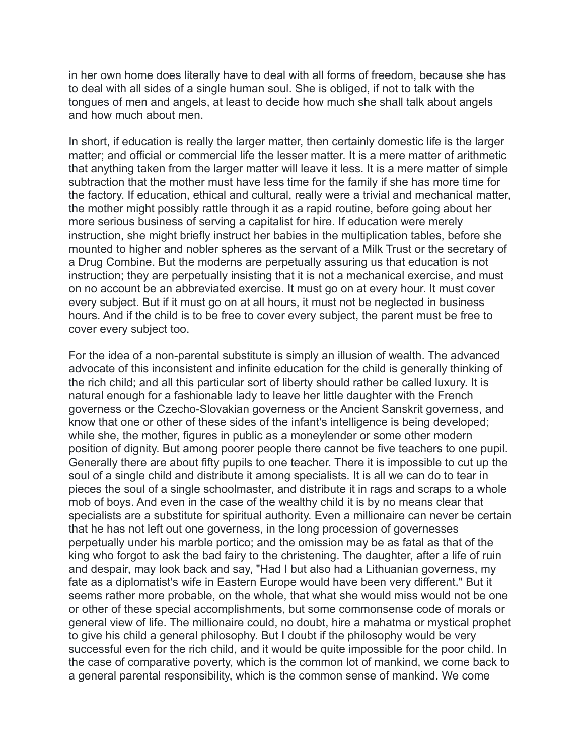in her own home does literally have to deal with all forms of freedom, because she has to deal with all sides of a single human soul. She is obliged, if not to talk with the tongues of men and angels, at least to decide how much she shall talk about angels and how much about men.

In short, if education is really the larger matter, then certainly domestic life is the larger matter; and official or commercial life the lesser matter. It is a mere matter of arithmetic that anything taken from the larger matter will leave it less. It is a mere matter of simple subtraction that the mother must have less time for the family if she has more time for the factory. If education, ethical and cultural, really were a trivial and mechanical matter, the mother might possibly rattle through it as a rapid routine, before going about her more serious business of serving a capitalist for hire. If education were merely instruction, she might briefly instruct her babies in the multiplication tables, before she mounted to higher and nobler spheres as the servant of a Milk Trust or the secretary of a Drug Combine. But the moderns are perpetually assuring us that education is not instruction; they are perpetually insisting that it is not a mechanical exercise, and must on no account be an abbreviated exercise. It must go on at every hour. It must cover every subject. But if it must go on at all hours, it must not be neglected in business hours. And if the child is to be free to cover every subject, the parent must be free to cover every subject too.

For the idea of a non-parental substitute is simply an illusion of wealth. The advanced advocate of this inconsistent and infinite education for the child is generally thinking of the rich child; and all this particular sort of liberty should rather be called luxury. It is natural enough for a fashionable lady to leave her little daughter with the French governess or the Czecho-Slovakian governess or the Ancient Sanskrit governess, and know that one or other of these sides of the infant's intelligence is being developed; while she, the mother, figures in public as a moneylender or some other modern position of dignity. But among poorer people there cannot be five teachers to one pupil. Generally there are about fifty pupils to one teacher. There it is impossible to cut up the soul of a single child and distribute it among specialists. It is all we can do to tear in pieces the soul of a single schoolmaster, and distribute it in rags and scraps to a whole mob of boys. And even in the case of the wealthy child it is by no means clear that specialists are a substitute for spiritual authority. Even a millionaire can never be certain that he has not left out one governess, in the long procession of governesses perpetually under his marble portico; and the omission may be as fatal as that of the king who forgot to ask the bad fairy to the christening. The daughter, after a life of ruin and despair, may look back and say, "Had I but also had a Lithuanian governess, my fate as a diplomatist's wife in Eastern Europe would have been very different." But it seems rather more probable, on the whole, that what she would miss would not be one or other of these special accomplishments, but some commonsense code of morals or general view of life. The millionaire could, no doubt, hire a mahatma or mystical prophet to give his child a general philosophy. But I doubt if the philosophy would be very successful even for the rich child, and it would be quite impossible for the poor child. In the case of comparative poverty, which is the common lot of mankind, we come back to a general parental responsibility, which is the common sense of mankind. We come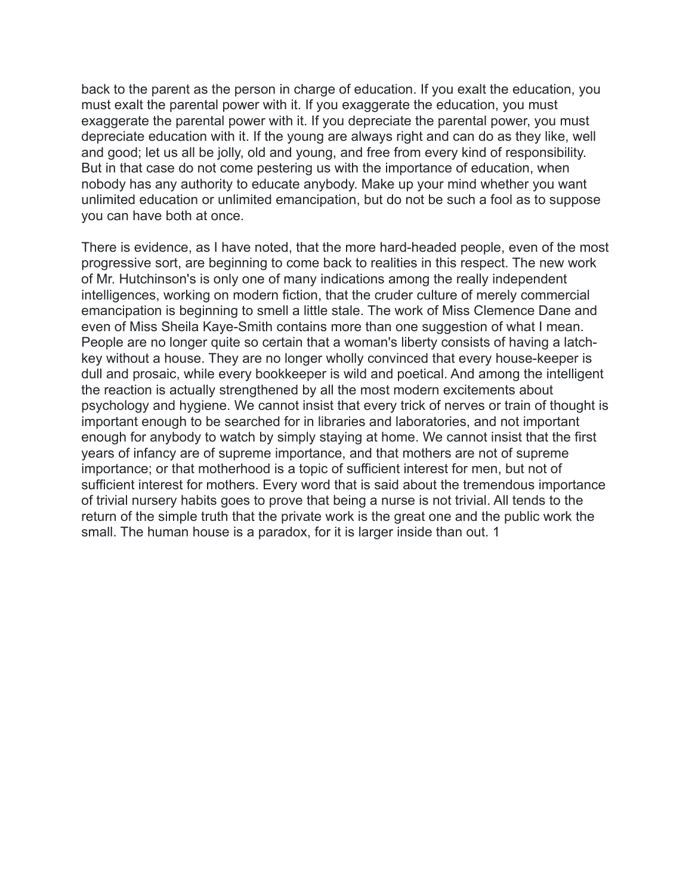back to the parent as the person in charge of education. If you exalt the education, you must exalt the parental power with it. If you exaggerate the education, you must exaggerate the parental power with it. If you depreciate the parental power, you must depreciate education with it. If the young are always right and can do as they like, well and good; let us all be jolly, old and young, and free from every kind of responsibility. But in that case do not come pestering us with the importance of education, when nobody has any authority to educate anybody. Make up your mind whether you want unlimited education or unlimited emancipation, but do not be such a fool as to suppose you can have both at once.

There is evidence, as I have noted, that the more hard-headed people, even of the most progressive sort, are beginning to come back to realities in this respect. The new work of Mr. Hutchinson's is only one of many indications among the really independent intelligences, working on modern fiction, that the cruder culture of merely commercial emancipation is beginning to smell a little stale. The work of Miss Clemence Dane and even of Miss Sheila Kaye-Smith contains more than one suggestion of what I mean. People are no longer quite so certain that a woman's liberty consists of having a latch-key without a house. They are no longer wholly convinced that every house-keeper is dull and prosaic, while every bookkeeper is wild and poetical. And among the intelligent the reaction is actually strengthened by all the most modern excitements about psychology and hygiene. We cannot insist that every trick of nerves or train of thought is important enough to be searched for in libraries and laboratories, and not important enough for anybody to watch by simply staying at home. We cannot insist that the first years of infancy are of supreme importance, and that mothers are not of supreme importance; or that motherhood is a topic of sufficient interest for men, but not of sufficient interest for mothers. Every word that is said about the tremendous importance of trivial nursery habits goes to prove that being a nurse is not trivial. All tends to the return of the simple truth that the private work is the great one and the public work the small. The human house is a paradox, for it is larger inside than out. [1]